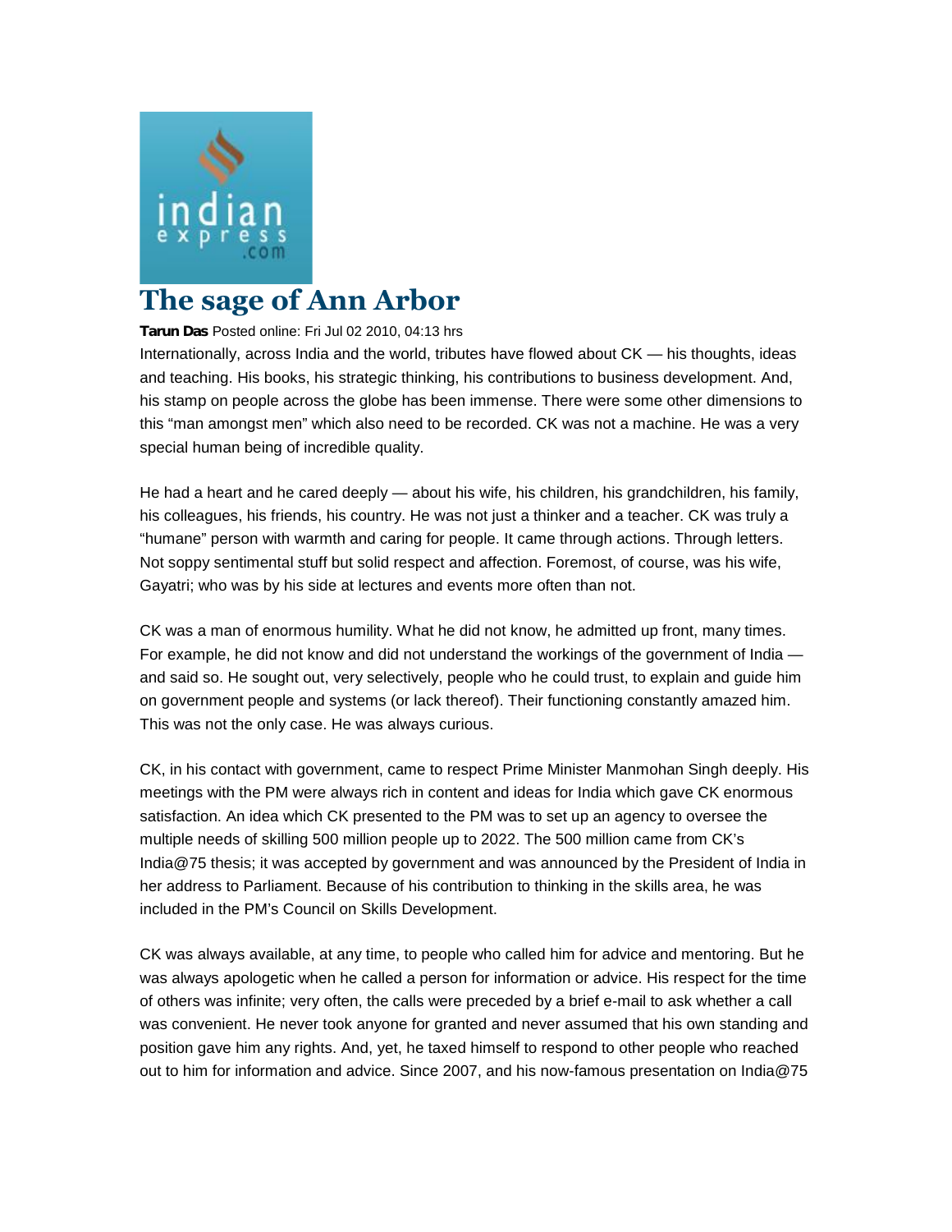# The sage of Ann Arbor

**Tarun Das** Posted online: Fri Jul 02 2010, 04:13 hrs

Internationally, across India and the world, tributes have flowed about CK — his thoughts, ideas and teaching. His books, his strategic thinking, his contributions to business development. And, his stamp on people across the globe has been immense. There were some other dimensions to this "man amongst men" which also need to be recorded. CK was not a machine. He was a very special human being of incredible quality.

He had a heart and he cared deeply — about his wife, his children, his grandchildren, his family, his colleagues, his friends, his country. He was not just a thinker and a teacher. CK was truly a "humane" person with warmth and caring for people. It came through actions. Through letters. Not soppy sentimental stuff but solid respect and affection. Foremost, of course, was his wife, Gayatri; who was by his side at lectures and events more often than not.

CK was a man of enormous humility. What he did not know, he admitted up front, many times. For example, he did not know and did not understand the workings of the government of India — and said so. He sought out, very selectively, people who he could trust, to explain and guide him on government people and systems (or lack thereof). Their functioning constantly amazed him. This was not the only case. He was always curious.

CK, in his contact with government, came to respect Prime Minister Manmohan Singh deeply. His meetings with the PM were always rich in content and ideas for India which gave CK enormous satisfaction. An idea which CK presented to the PM was to set up an agency to oversee the multiple needs of skilling 500 million people up to 2022. The 500 million came from CK's India@75 thesis; it was accepted by government and was announced by the President of India in her address to Parliament. Because of his contribution to thinking in the skills area, he was included in the PM's Council on Skills Development.

CK was always available, at any time, to people who called him for advice and mentoring. But he was always apologetic when he called a person for information or advice. His respect for the time of others was infinite; very often, the calls were preceded by a brief e-mail to ask whether a call was convenient. He never took anyone for granted and never assumed that his own standing and position gave him any rights. And, yet, he taxed himself to respond to other people who reached out to him for information and advice. Since 2007, and his now-famous presentation on India@75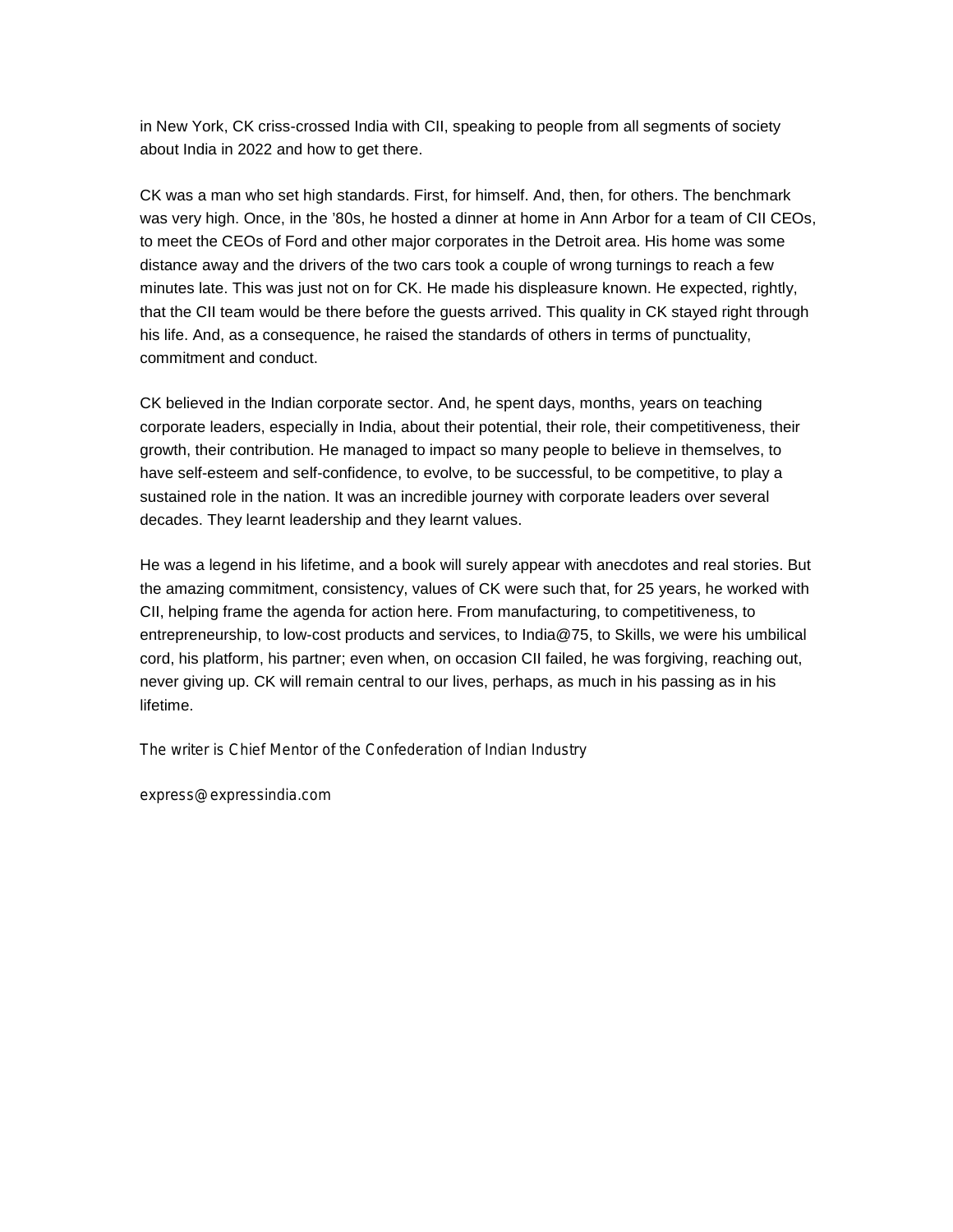in New York, CK criss-crossed India with CII, speaking to people from all segments of society about India in 2022 and how to get there.

CK was a man who set high standards. First, for himself. And, then, for others. The benchmark was very high. Once, in the '80s, he hosted a dinner at home in Ann Arbor for a team of CII CEOs, to meet the CEOs of Ford and other major corporates in the Detroit area. His home was some distance away and the drivers of the two cars took a couple of wrong turnings to reach a few minutes late. This was just not on for CK. He made his displeasure known. He expected, rightly, that the CII team would be there before the guests arrived. This quality in CK stayed right through his life. And, as a consequence, he raised the standards of others in terms of punctuality, commitment and conduct.

CK believed in the Indian corporate sector. And, he spent days, months, years on teaching corporate leaders, especially in India, about their potential, their role, their competitiveness, their growth, their contribution. He managed to impact so many people to believe in themselves, to have self-esteem and self-confidence, to evolve, to be successful, to be competitive, to play a sustained role in the nation. It was an incredible journey with corporate leaders over several decades. They learnt leadership and they learnt values.

He was a legend in his lifetime, and a book will surely appear with anecdotes and real stories. But the amazing commitment, consistency, values of CK were such that, for 25 years, he worked with CII, helping frame the agenda for action here. From manufacturing, to competitiveness, to entrepreneurship, to low-cost products and services, to India@75, to Skills, we were his umbilical cord, his platform, his partner; even when, on occasion CII failed, he was forgiving, reaching out, never giving up. CK will remain central to our lives, perhaps, as much in his passing as in his lifetime.

The writer is Chief Mentor of the Confederation of Indian Industry

express@expressindia.com